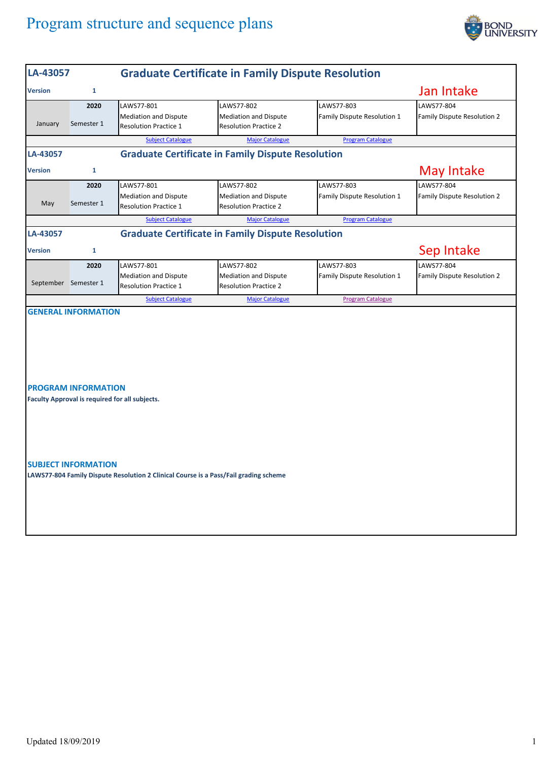# Program structure and sequence plans

## LA-43057 Graduate Certificate in Family Dispute Resolution

**Version** 1

**Jan Intake**

| | 2020 | | | | |
|---|---|---|---|---|---|
| January | Semester 1 | LAWS77-801 Mediation and Dispute Resolution Practice 1 | LAWS77-802 Mediation and Dispute Resolution Practice 2 | LAWS77-803 Family Dispute Resolution 1 | LAWS77-804 Family Dispute Resolution 2 |

Subject Catalogue | Major Catalogue | Program Catalogue

## LA-43057 Graduate Certificate in Family Dispute Resolution

**Version** 1

**May Intake**

| | 2020 | | | | |
|---|---|---|---|---|---|
| May | Semester 1 | LAWS77-801 Mediation and Dispute Resolution Practice 1 | LAWS77-802 Mediation and Dispute Resolution Practice 2 | LAWS77-803 Family Dispute Resolution 1 | LAWS77-804 Family Dispute Resolution 2 |

Subject Catalogue | Major Catalogue | Program Catalogue

## LA-43057 Graduate Certificate in Family Dispute Resolution

**Version** 1

**Sep Intake**

| | 2020 | | | | |
|---|---|---|---|---|---|
| September | Semester 1 | LAWS77-801 Mediation and Dispute Resolution Practice 1 | LAWS77-802 Mediation and Dispute Resolution Practice 2 | LAWS77-803 Family Dispute Resolution 1 | LAWS77-804 Family Dispute Resolution 2 |

Subject Catalogue | Major Catalogue | Program Catalogue

### GENERAL INFORMATION

### PROGRAM INFORMATION

**Faculty Approval is required for all subjects.**

### SUBJECT INFORMATION

**LAWS77-804 Family Dispute Resolution 2 Clinical Course is a Pass/Fail grading scheme**

Updated 18/09/2019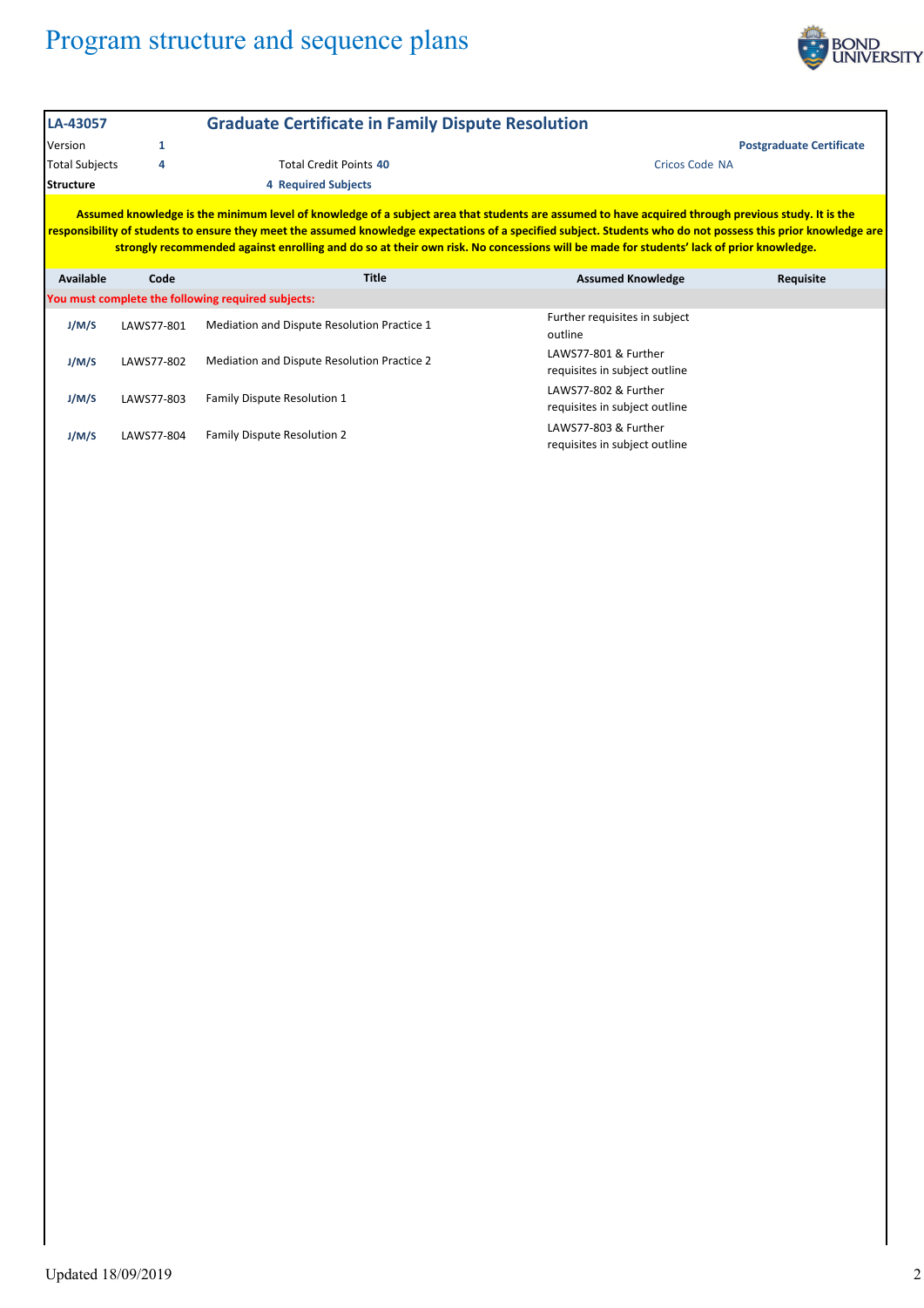# Program structure and sequence plans

## LA-43057 Graduate Certificate in Family Dispute Resolution

Version **1** — **Postgraduate Certificate**

Total Subjects **4** — Total Credit Points **40** — Cricos Code NA

**Structure** — **4 Required Subjects**

**Assumed knowledge is the minimum level of knowledge of a subject area that students are assumed to have acquired through previous study. It is the responsibility of students to ensure they meet the assumed knowledge expectations of a specified subject. Students who do not possess this prior knowledge are strongly recommended against enrolling and do so at their own risk. No concessions will be made for students' lack of prior knowledge.**

| Available | Code | Title | Assumed Knowledge | Requisite |
|---|---|---|---|---|
| **You must complete the following required subjects:** | | | | |
| J/M/S | LAWS77-801 | Mediation and Dispute Resolution Practice 1 | Further requisites in subject outline | |
| J/M/S | LAWS77-802 | Mediation and Dispute Resolution Practice 2 | LAWS77-801 & Further requisites in subject outline | |
| J/M/S | LAWS77-803 | Family Dispute Resolution 1 | LAWS77-802 & Further requisites in subject outline | |
| J/M/S | LAWS77-804 | Family Dispute Resolution 2 | LAWS77-803 & Further requisites in subject outline | |

Updated 18/09/2019